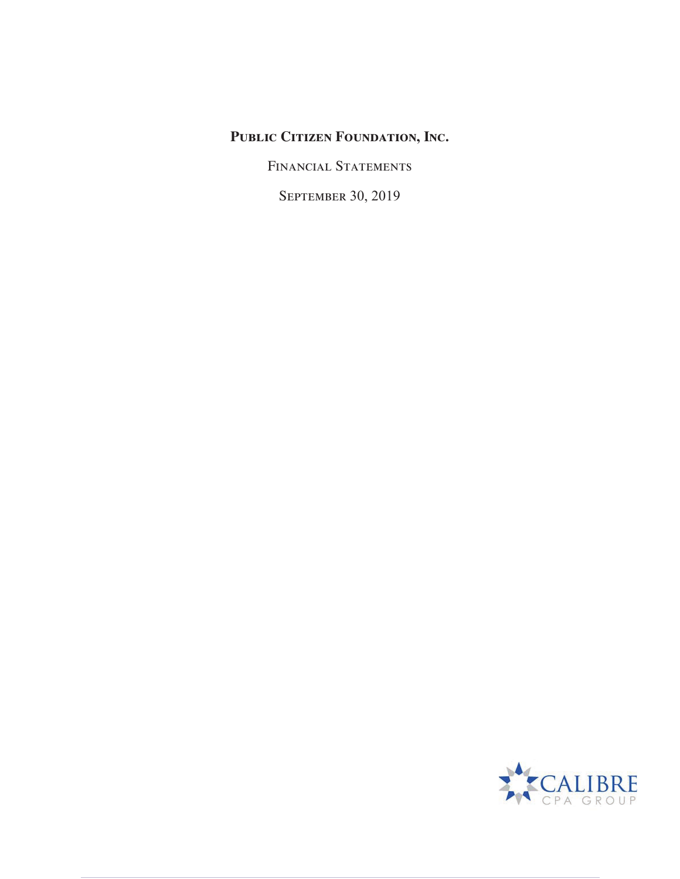# PUBLIC CITIZEN FOUNDATION, INC.

FINANCIAL STATEMENTS

SEPTEMBER 30, 2019

CALIBRE
CPA GROUP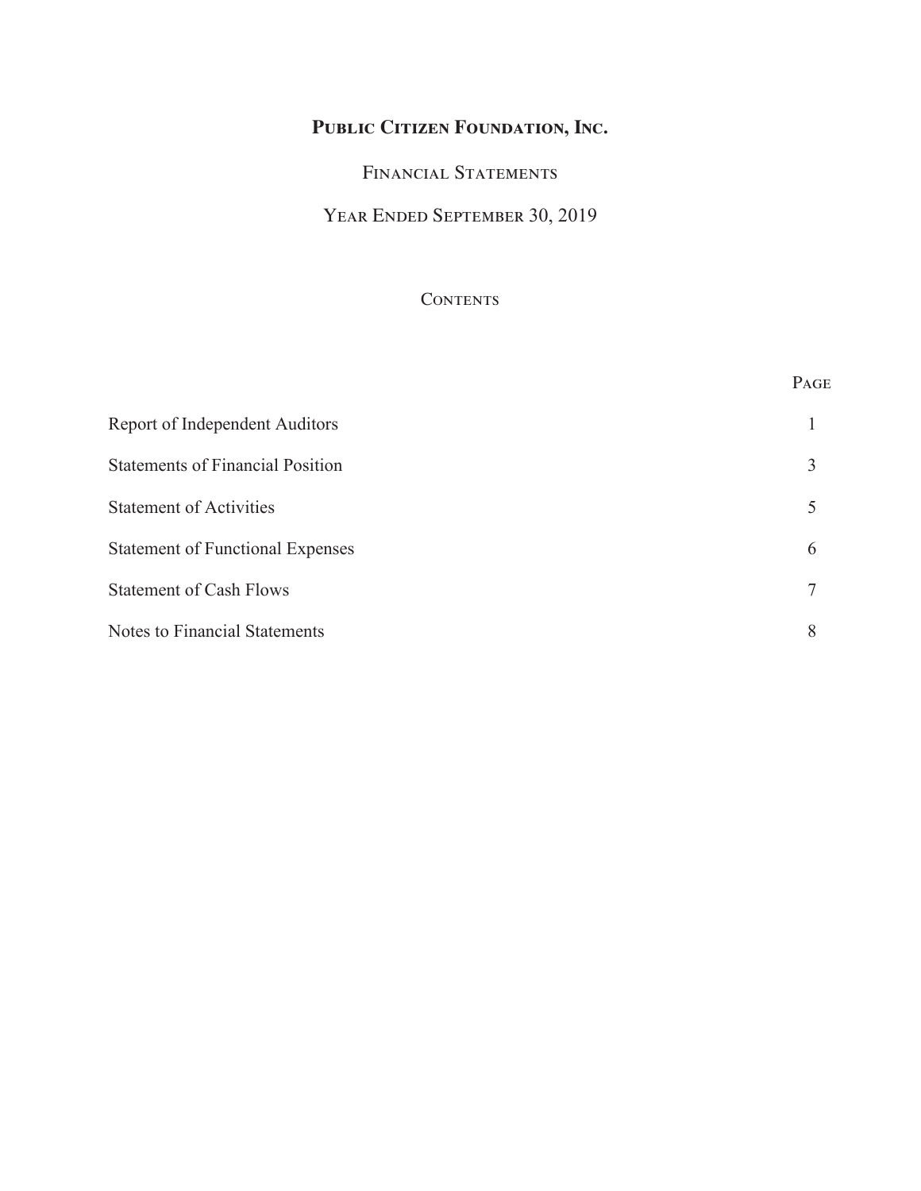# Public Citizen Foundation, Inc.

## Financial Statements

## Year Ended September 30, 2019

### Contents

| | Page |
|---|---|
| Report of Independent Auditors | 1 |
| Statements of Financial Position | 3 |
| Statement of Activities | 5 |
| Statement of Functional Expenses | 6 |
| Statement of Cash Flows | 7 |
| Notes to Financial Statements | 8 |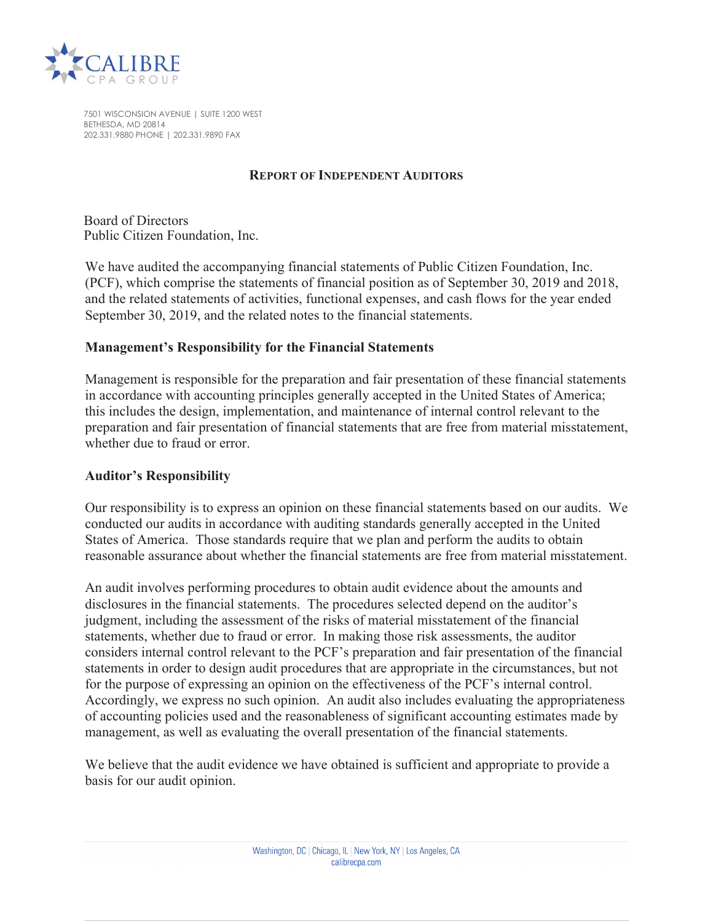# CALIBRE CPA GROUP

7501 WISCONSION AVENUE | SUITE 1200 WEST
BETHESDA, MD 20814
202.331.9880 PHONE | 202.331.9890 FAX

## REPORT OF INDEPENDENT AUDITORS

Board of Directors
Public Citizen Foundation, Inc.

We have audited the accompanying financial statements of Public Citizen Foundation, Inc. (PCF), which comprise the statements of financial position as of September 30, 2019 and 2018, and the related statements of activities, functional expenses, and cash flows for the year ended September 30, 2019, and the related notes to the financial statements.

### Management's Responsibility for the Financial Statements

Management is responsible for the preparation and fair presentation of these financial statements in accordance with accounting principles generally accepted in the United States of America; this includes the design, implementation, and maintenance of internal control relevant to the preparation and fair presentation of financial statements that are free from material misstatement, whether due to fraud or error.

### Auditor's Responsibility

Our responsibility is to express an opinion on these financial statements based on our audits. We conducted our audits in accordance with auditing standards generally accepted in the United States of America. Those standards require that we plan and perform the audits to obtain reasonable assurance about whether the financial statements are free from material misstatement.

An audit involves performing procedures to obtain audit evidence about the amounts and disclosures in the financial statements. The procedures selected depend on the auditor's judgment, including the assessment of the risks of material misstatement of the financial statements, whether due to fraud or error. In making those risk assessments, the auditor considers internal control relevant to the PCF's preparation and fair presentation of the financial statements in order to design audit procedures that are appropriate in the circumstances, but not for the purpose of expressing an opinion on the effectiveness of the PCF's internal control. Accordingly, we express no such opinion. An audit also includes evaluating the appropriateness of accounting policies used and the reasonableness of significant accounting estimates made by management, as well as evaluating the overall presentation of the financial statements.

We believe that the audit evidence we have obtained is sufficient and appropriate to provide a basis for our audit opinion.

Washington, DC | Chicago, IL | New York, NY | Los Angeles, CA
calibrecpa.com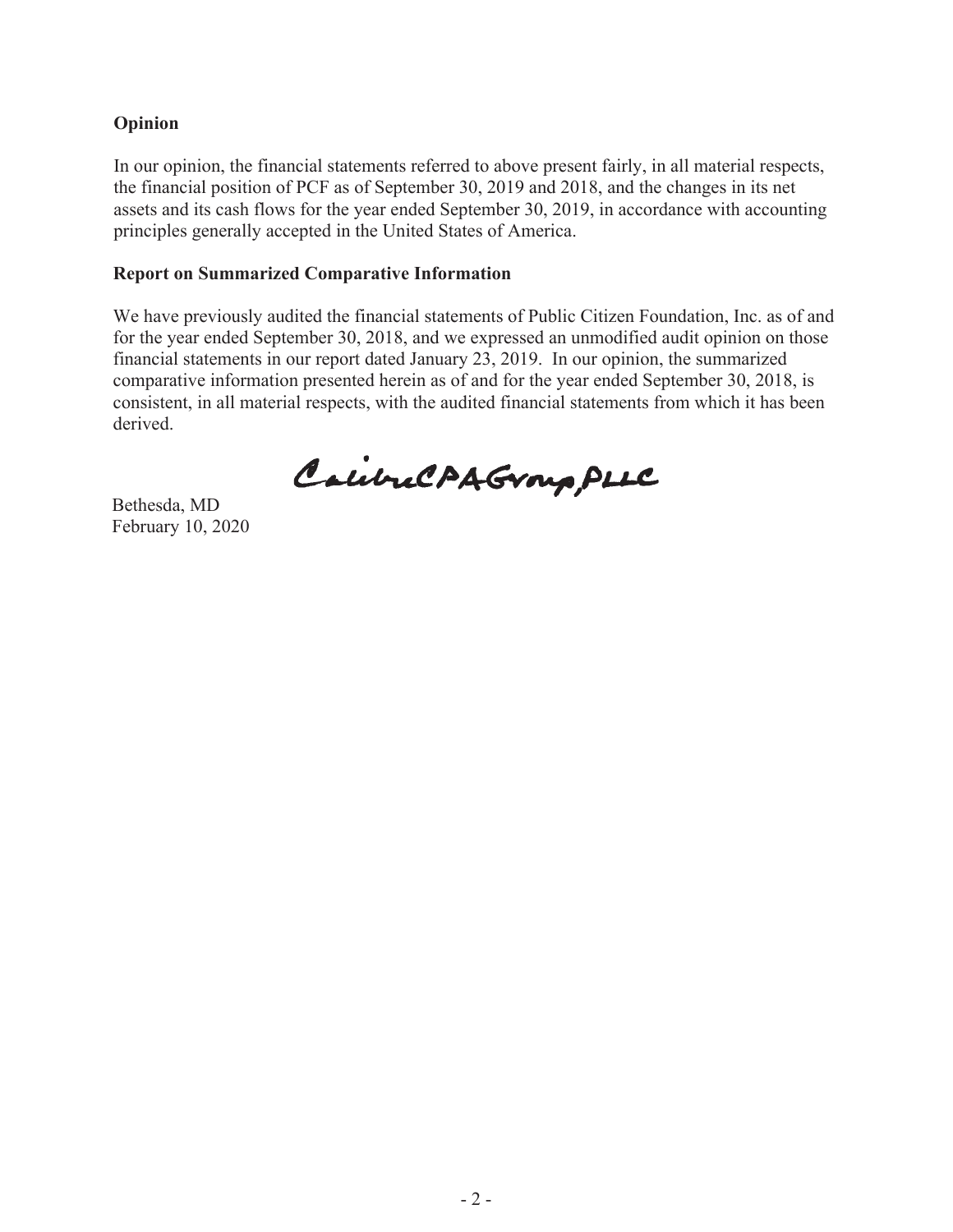**Opinion**

In our opinion, the financial statements referred to above present fairly, in all material respects, the financial position of PCF as of September 30, 2019 and 2018, and the changes in its net assets and its cash flows for the year ended September 30, 2019, in accordance with accounting principles generally accepted in the United States of America.

**Report on Summarized Comparative Information**

We have previously audited the financial statements of Public Citizen Foundation, Inc. as of and for the year ended September 30, 2018, and we expressed an unmodified audit opinion on those financial statements in our report dated January 23, 2019. In our opinion, the summarized comparative information presented herein as of and for the year ended September 30, 2018, is consistent, in all material respects, with the audited financial statements from which it has been derived.

CalibreCPAGroup,PLLC

Bethesda, MD
February 10, 2020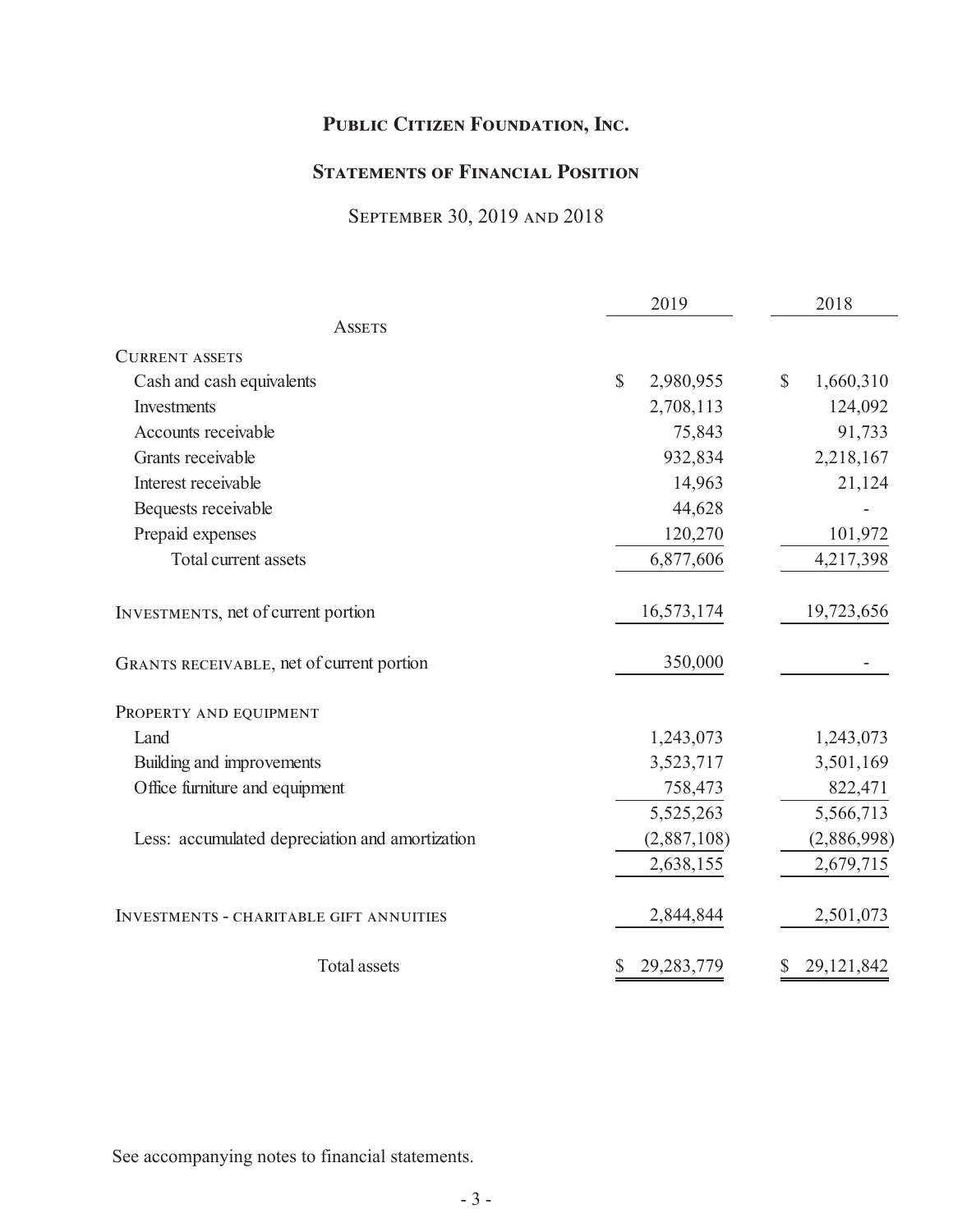# PUBLIC CITIZEN FOUNDATION, INC.

## STATEMENTS OF FINANCIAL POSITION

SEPTEMBER 30, 2019 AND 2018

| | 2019 | 2018 |
|---|---|---|
| **ASSETS** | | |
| CURRENT ASSETS | | |
| Cash and cash equivalents | $ 2,980,955 | $ 1,660,310 |
| Investments | 2,708,113 | 124,092 |
| Accounts receivable | 75,843 | 91,733 |
| Grants receivable | 932,834 | 2,218,167 |
| Interest receivable | 14,963 | 21,124 |
| Bequests receivable | 44,628 | - |
| Prepaid expenses | 120,270 | 101,972 |
| Total current assets | 6,877,606 | 4,217,398 |
| INVESTMENTS, net of current portion | 16,573,174 | 19,723,656 |
| GRANTS RECEIVABLE, net of current portion | 350,000 | - |
| PROPERTY AND EQUIPMENT | | |
| Land | 1,243,073 | 1,243,073 |
| Building and improvements | 3,523,717 | 3,501,169 |
| Office furniture and equipment | 758,473 | 822,471 |
| | 5,525,263 | 5,566,713 |
| Less: accumulated depreciation and amortization | (2,887,108) | (2,886,998) |
| | 2,638,155 | 2,679,715 |
| INVESTMENTS - CHARITABLE GIFT ANNUITIES | 2,844,844 | 2,501,073 |
| Total assets | $ 29,283,779 | $ 29,121,842 |

See accompanying notes to financial statements.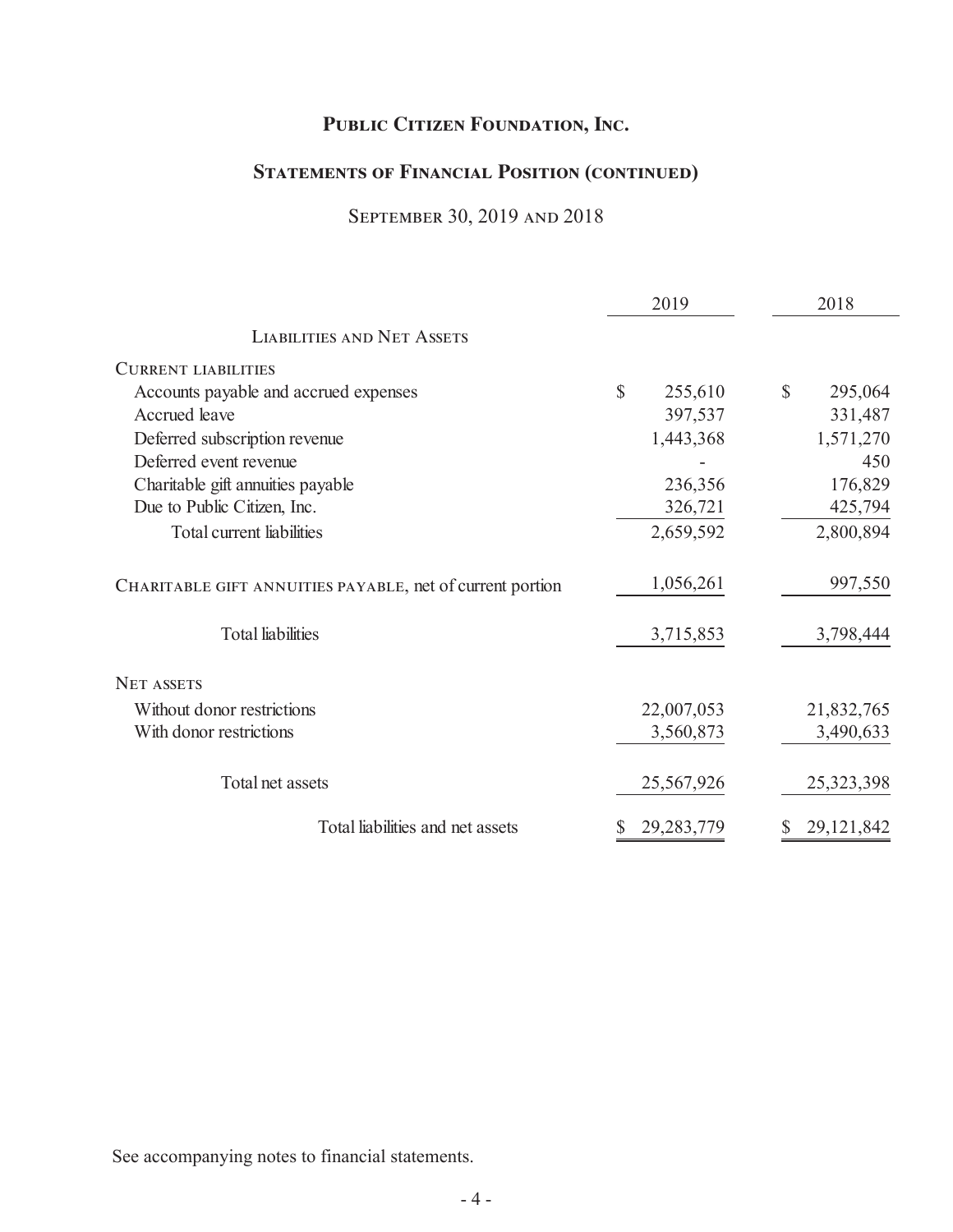# Public Citizen Foundation, Inc.

## Statements of Financial Position (continued)

### September 30, 2019 and 2018

| | 2019 | 2018 |
|---|---|---|
| **Liabilities and Net Assets** | | |
| **Current liabilities** | | |
| Accounts payable and accrued expenses | $ 255,610 | $ 295,064 |
| Accrued leave | 397,537 | 331,487 |
| Deferred subscription revenue | 1,443,368 | 1,571,270 |
| Deferred event revenue | - | 450 |
| Charitable gift annuities payable | 236,356 | 176,829 |
| Due to Public Citizen, Inc. | 326,721 | 425,794 |
| Total current liabilities | 2,659,592 | 2,800,894 |
| **Charitable gift annuities payable**, net of current portion | 1,056,261 | 997,550 |
| Total liabilities | 3,715,853 | 3,798,444 |
| **Net assets** | | |
| Without donor restrictions | 22,007,053 | 21,832,765 |
| With donor restrictions | 3,560,873 | 3,490,633 |
| Total net assets | 25,567,926 | 25,323,398 |
| Total liabilities and net assets | $ 29,283,779 | $ 29,121,842 |

See accompanying notes to financial statements.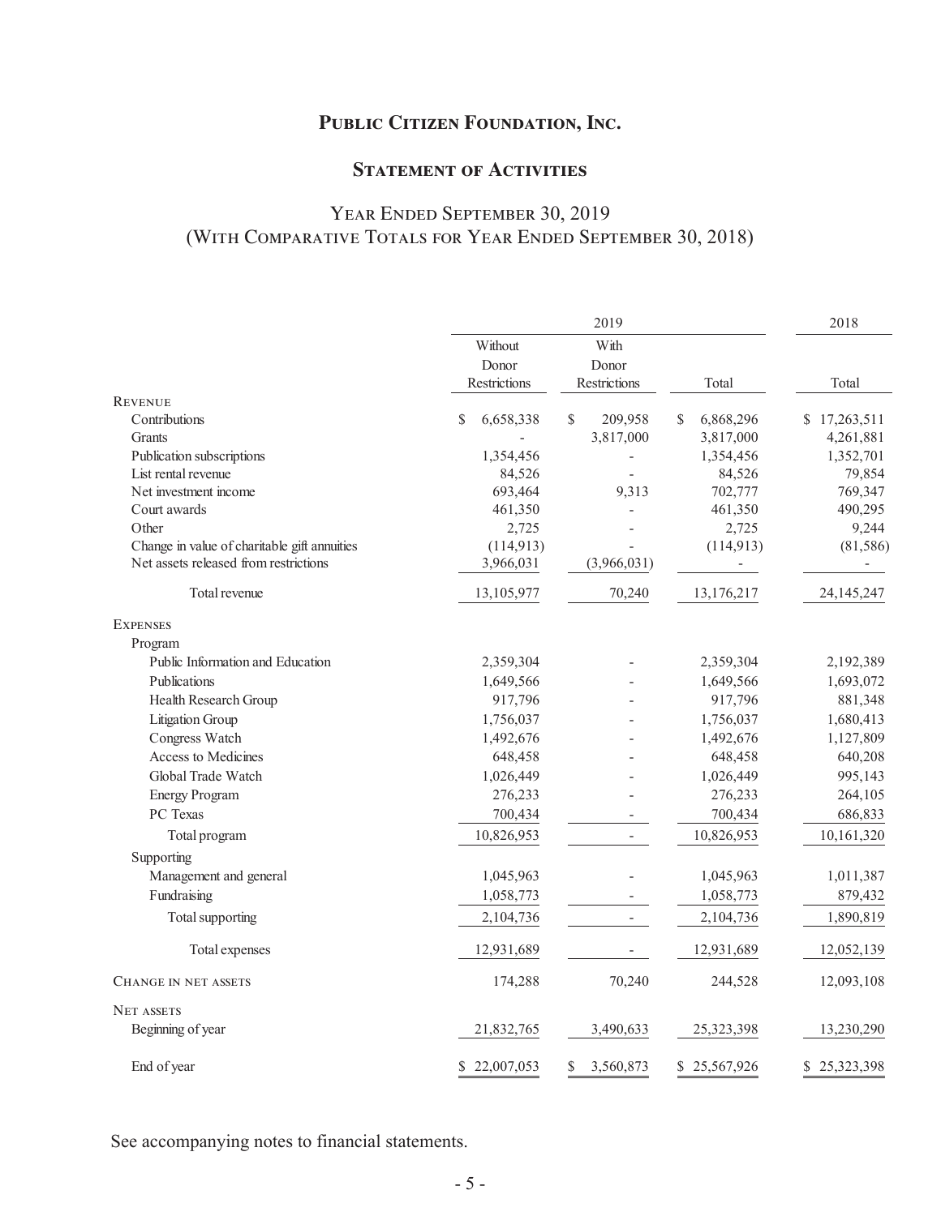# Public Citizen Foundation, Inc.

## Statement of Activities

### Year Ended September 30, 2019
### (With Comparative Totals for Year Ended September 30, 2018)

| | 2019 | | | 2018 |
|---|---|---|---|---|
| | Without Donor Restrictions | With Donor Restrictions | Total | Total |
| **Revenue** | | | | |
| Contributions | $ 6,658,338 | $ 209,958 | $ 6,868,296 | $ 17,263,511 |
| Grants | - | 3,817,000 | 3,817,000 | 4,261,881 |
| Publication subscriptions | 1,354,456 | - | 1,354,456 | 1,352,701 |
| List rental revenue | 84,526 | - | 84,526 | 79,854 |
| Net investment income | 693,464 | 9,313 | 702,777 | 769,347 |
| Court awards | 461,350 | - | 461,350 | 490,295 |
| Other | 2,725 | - | 2,725 | 9,244 |
| Change in value of charitable gift annuities | (114,913) | - | (114,913) | (81,586) |
| Net assets released from restrictions | 3,966,031 | (3,966,031) | - | - |
| Total revenue | 13,105,977 | 70,240 | 13,176,217 | 24,145,247 |
| **Expenses** | | | | |
| Program | | | | |
| Public Information and Education | 2,359,304 | - | 2,359,304 | 2,192,389 |
| Publications | 1,649,566 | - | 1,649,566 | 1,693,072 |
| Health Research Group | 917,796 | - | 917,796 | 881,348 |
| Litigation Group | 1,756,037 | - | 1,756,037 | 1,680,413 |
| Congress Watch | 1,492,676 | - | 1,492,676 | 1,127,809 |
| Access to Medicines | 648,458 | - | 648,458 | 640,208 |
| Global Trade Watch | 1,026,449 | - | 1,026,449 | 995,143 |
| Energy Program | 276,233 | - | 276,233 | 264,105 |
| PC Texas | 700,434 | - | 700,434 | 686,833 |
| Total program | 10,826,953 | - | 10,826,953 | 10,161,320 |
| Supporting | | | | |
| Management and general | 1,045,963 | - | 1,045,963 | 1,011,387 |
| Fundraising | 1,058,773 | - | 1,058,773 | 879,432 |
| Total supporting | 2,104,736 | - | 2,104,736 | 1,890,819 |
| Total expenses | 12,931,689 | - | 12,931,689 | 12,052,139 |
| **Change in net assets** | 174,288 | 70,240 | 244,528 | 12,093,108 |
| **Net assets** | | | | |
| Beginning of year | 21,832,765 | 3,490,633 | 25,323,398 | 13,230,290 |
| End of year | $ 22,007,053 | $ 3,560,873 | $ 25,567,926 | $ 25,323,398 |

See accompanying notes to financial statements.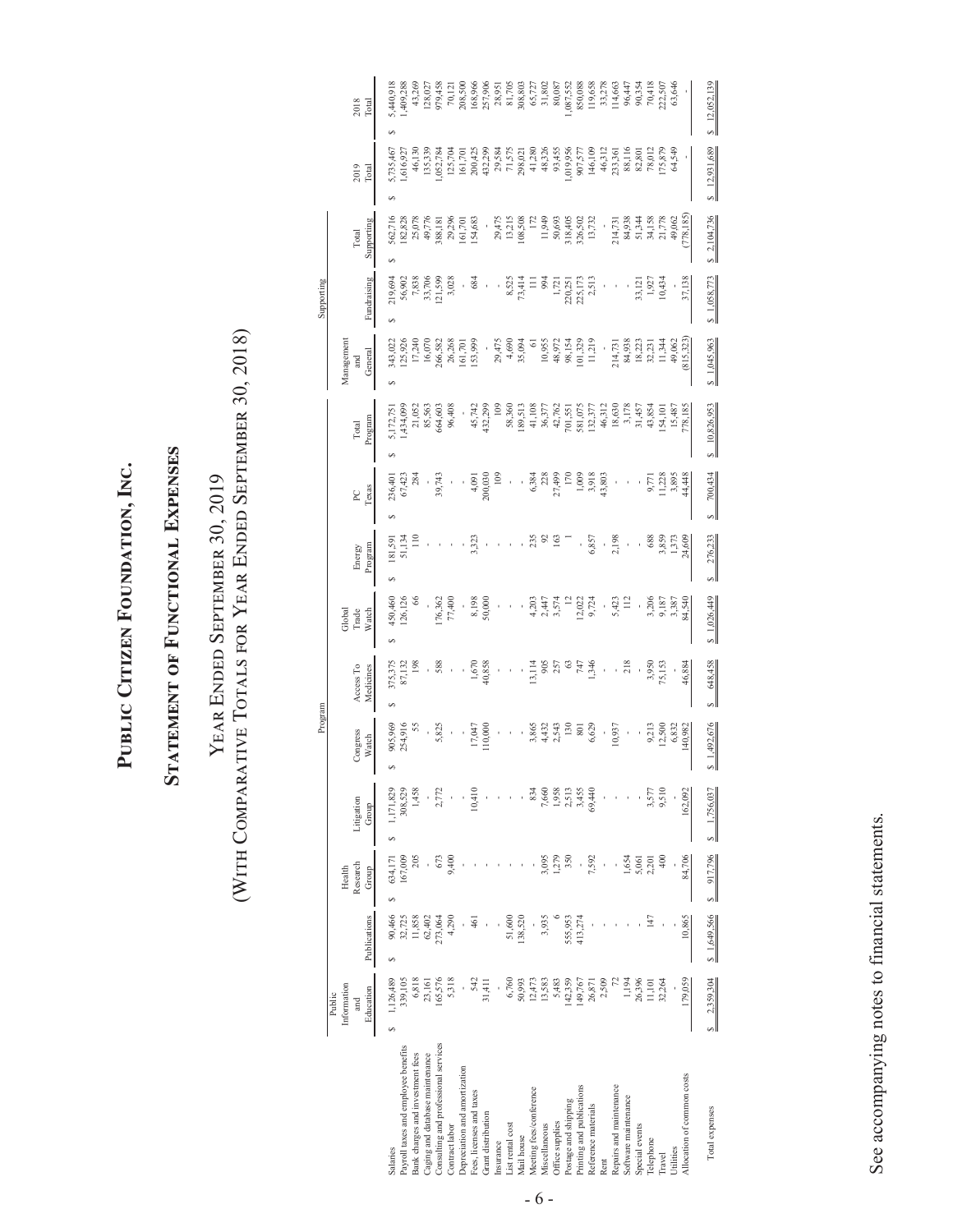# Public Citizen Foundation, Inc.

## Statement of Functional Expenses

### Year Ended September 30, 2019
### (With Comparative Totals for Year Ended September 30, 2018)

| | Program | | | | | | | | | | Supporting | | | | |
|---|---|---|---|---|---|---|---|---|---|---|---|---|---|---|---|
| | Public Information and Education | Publications | Health Research Group | Litigation Group | Congress Watch | Access To Medicines | Global Trade Watch | Energy Program | PC Texas | Total Program | Management and General | Fundraising | Total Supporting | 2019 Total | 2018 Total |
| Salaries | $ 1,126,489 | $ 90,466 | $ 634,171 | $ 1,171,829 | $ 905,969 | $ 375,375 | $ 450,460 | $ 181,591 | $ 236,401 | $ 5,172,751 | $ 343,022 | $ 219,694 | $ 562,716 | $ 5,735,467 | $ 5,440,918 |
| Payroll taxes and employee benefits | 339,105 | 32,725 | 167,009 | 308,529 | 254,916 | 87,132 | 126,126 | 51,134 | 67,423 | 1,434,099 | 125,926 | 56,902 | 182,828 | 1,616,927 | 1,409,288 |
| Bank charges and investment fees | 6,818 | 11,858 | 205 | 1,458 | 55 | 198 | 66 | 110 | 284 | 21,052 | 17,240 | 7,838 | 25,078 | 46,130 | 43,269 |
| Caging and database maintenance | 23,161 | 62,402 | - | - | - | - | - | - | - | 85,563 | 16,070 | 33,706 | 49,776 | 135,339 | 128,027 |
| Consulting and professional services | 165,576 | 273,064 | 673 | 2,772 | 5,825 | 588 | 176,362 | - | 39,743 | 664,603 | 266,582 | 121,599 | 388,181 | 1,052,784 | 979,458 |
| Contract labor | 5,318 | 4,290 | 9,400 | - | - | - | 77,400 | - | - | 96,408 | 26,268 | 3,028 | 29,296 | 125,704 | 70,121 |
| Depreciation and amortization | - | - | - | - | - | - | - | - | - | - | 161,701 | - | 161,701 | 161,701 | 208,500 |
| Fees, licenses and taxes | 542 | 461 | - | 10,410 | 17,047 | 1,670 | 8,198 | 3,323 | 4,091 | 45,742 | 153,999 | 684 | 154,683 | 200,425 | 168,966 |
| Grant distribution | 31,411 | - | - | - | 110,000 | 40,858 | 50,000 | - | 200,030 | 432,299 | - | - | - | 432,299 | 257,906 |
| Insurance | - | - | - | - | - | - | - | - | 109 | 109 | 29,475 | - | 29,475 | 29,584 | 28,951 |
| List rental cost | 6,760 | 51,600 | - | - | - | - | - | - | - | 58,360 | 4,690 | 8,525 | 13,215 | 71,575 | 81,705 |
| Mail house | 50,993 | 138,520 | - | - | - | - | - | - | - | 189,513 | 35,094 | 73,414 | 108,508 | 298,021 | 308,803 |
| Meeting fees/conference | 12,473 | - | - | 834 | 3,865 | 13,114 | 4,203 | 235 | 6,384 | 41,108 | 61 | 111 | 172 | 41,280 | 65,727 |
| Miscellaneous | 13,583 | 3,935 | 3,095 | 7,660 | 4,432 | 905 | 2,447 | 92 | 228 | 36,377 | 10,955 | 994 | 11,949 | 48,326 | 31,802 |
| Office supplies | 5,483 | 6 | 1,279 | 1,958 | 2,543 | 257 | 3,574 | 163 | 27,499 | 42,762 | 48,972 | 1,721 | 50,693 | 93,455 | 80,087 |
| Postage and shipping | 142,359 | 555,953 | 350 | 2,513 | 130 | 63 | 12 | 1 | 170 | 701,551 | 98,154 | 220,251 | 318,405 | 1,019,956 | 1,087,552 |
| Printing and publications | 149,767 | 413,274 | - | 3,455 | 801 | 747 | 12,022 | - | 1,009 | 581,075 | 101,329 | 225,173 | 326,502 | 907,577 | 850,088 |
| Reference materials | 26,871 | - | 7,592 | 69,440 | 6,629 | 1,346 | 9,724 | 6,857 | 3,918 | 132,377 | 11,219 | 2,513 | 13,732 | 146,109 | 119,658 |
| Rent | 2,509 | - | - | - | - | - | - | - | 43,803 | 46,312 | - | - | - | 46,312 | 33,278 |
| Repairs and maintenance | 72 | - | - | - | 10,937 | - | 5,423 | 2,198 | - | 18,630 | 214,731 | - | 214,731 | 233,361 | 114,663 |
| Software maintenance | 1,194 | - | 1,654 | - | - | 218 | 112 | - | - | 3,178 | 84,938 | - | 84,938 | 88,116 | 96,447 |
| Special events | 26,396 | - | 5,061 | - | - | - | - | - | - | 31,457 | 18,223 | 33,121 | 51,344 | 82,801 | 90,354 |
| Telephone | 11,101 | 147 | 2,201 | 3,577 | 9,213 | 3,950 | 3,206 | 688 | 9,771 | 43,854 | 32,231 | 1,927 | 34,158 | 78,012 | 70,418 |
| Travel | 32,264 | - | 400 | 9,510 | 12,500 | 75,153 | 9,187 | 3,859 | 11,228 | 154,101 | 11,344 | 10,434 | 21,778 | 175,879 | 222,507 |
| Utilities | - | - | - | - | 6,832 | - | 3,387 | 1,373 | 3,895 | 15,487 | 49,062 | - | 49,062 | 64,549 | 63,646 |
| Allocation of common costs | 179,059 | 10,865 | 84,706 | 162,092 | 140,982 | 46,884 | 84,540 | 24,609 | 44,448 | 778,185 | (815,323) | 37,138 | (778,185) | - | - |
| Total expenses | $ 2,359,304 | $ 1,649,566 | $ 917,796 | $ 1,756,037 | $ 1,492,676 | $ 648,458 | $ 1,026,449 | $ 276,233 | $ 700,434 | $ 10,826,953 | $ 1,045,963 | $ 1,058,773 | $ 2,104,736 | $ 12,931,689 | $ 12,052,139 |

See accompanying notes to financial statements.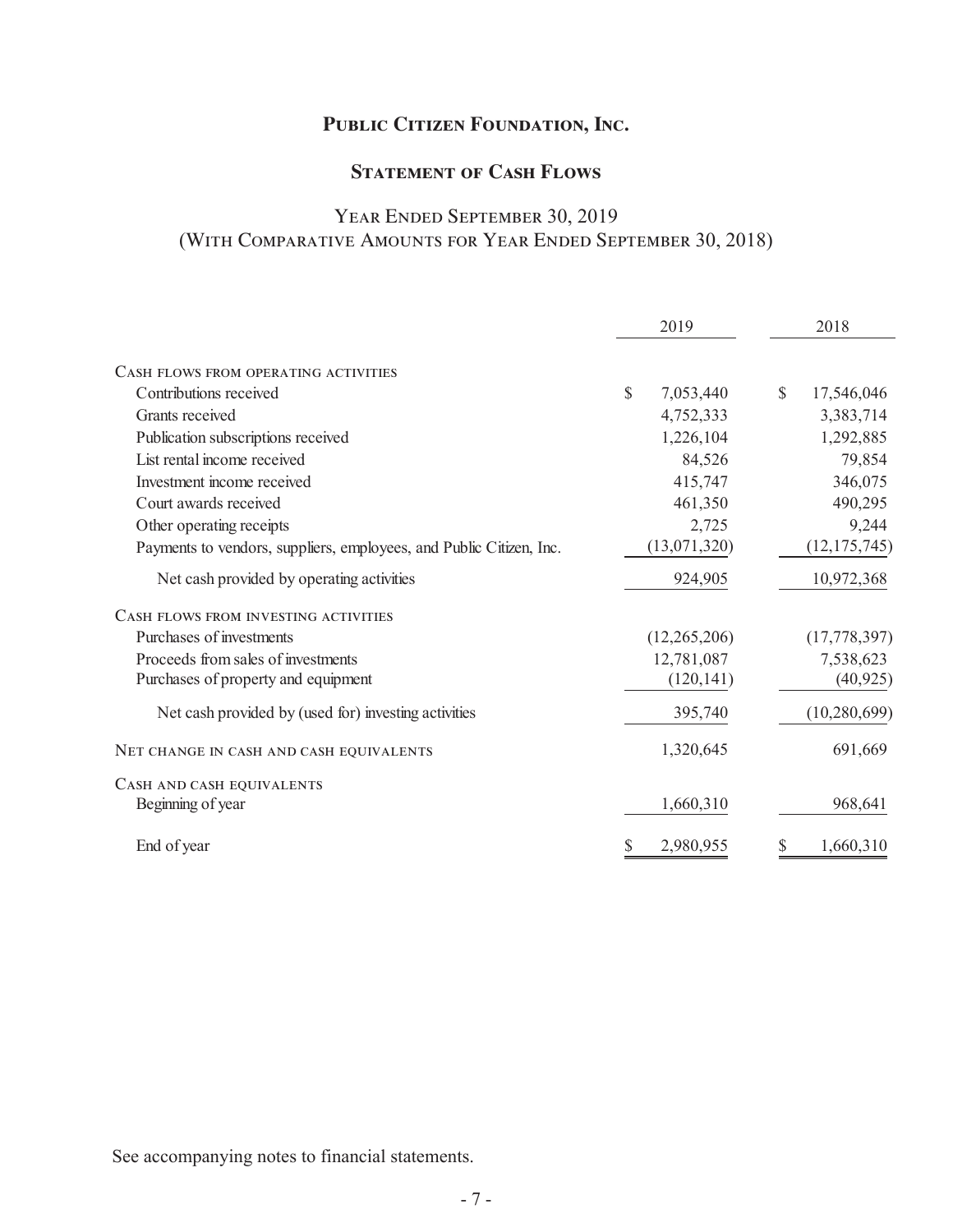# Public Citizen Foundation, Inc.

## Statement of Cash Flows

### Year Ended September 30, 2019
### (With Comparative Amounts for Year Ended September 30, 2018)

| | 2019 | 2018 |
|---|---|---|
| **Cash flows from operating activities** | | |
| Contributions received | $ 7,053,440 | $ 17,546,046 |
| Grants received | 4,752,333 | 3,383,714 |
| Publication subscriptions received | 1,226,104 | 1,292,885 |
| List rental income received | 84,526 | 79,854 |
| Investment income received | 415,747 | 346,075 |
| Court awards received | 461,350 | 490,295 |
| Other operating receipts | 2,725 | 9,244 |
| Payments to vendors, suppliers, employees, and Public Citizen, Inc. | (13,071,320) | (12,175,745) |
| Net cash provided by operating activities | 924,905 | 10,972,368 |
| **Cash flows from investing activities** | | |
| Purchases of investments | (12,265,206) | (17,778,397) |
| Proceeds from sales of investments | 12,781,087 | 7,538,623 |
| Purchases of property and equipment | (120,141) | (40,925) |
| Net cash provided by (used for) investing activities | 395,740 | (10,280,699) |
| **Net change in cash and cash equivalents** | 1,320,645 | 691,669 |
| **Cash and cash equivalents** | | |
| Beginning of year | 1,660,310 | 968,641 |
| End of year | $ 2,980,955 | $ 1,660,310 |

See accompanying notes to financial statements.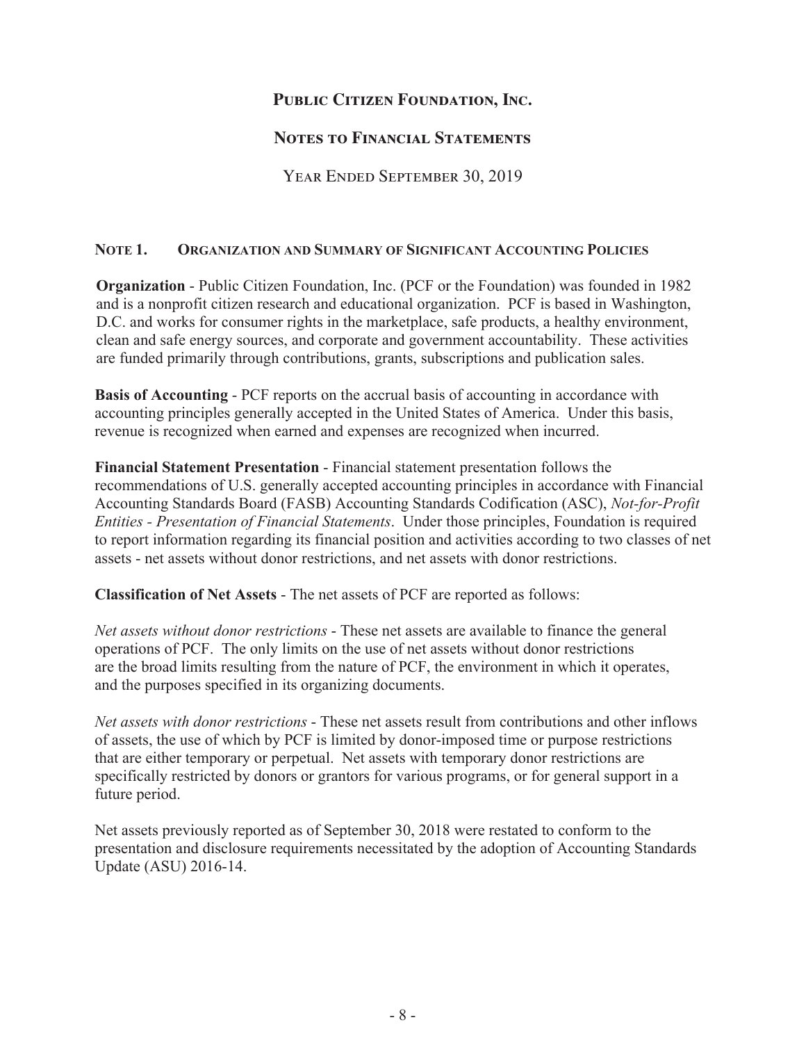# Public Citizen Foundation, Inc.

## Notes to Financial Statements

Year Ended September 30, 2019

### Note 1. Organization and Summary of Significant Accounting Policies

**Organization** - Public Citizen Foundation, Inc. (PCF or the Foundation) was founded in 1982 and is a nonprofit citizen research and educational organization. PCF is based in Washington, D.C. and works for consumer rights in the marketplace, safe products, a healthy environment, clean and safe energy sources, and corporate and government accountability. These activities are funded primarily through contributions, grants, subscriptions and publication sales.

**Basis of Accounting** - PCF reports on the accrual basis of accounting in accordance with accounting principles generally accepted in the United States of America. Under this basis, revenue is recognized when earned and expenses are recognized when incurred.

**Financial Statement Presentation** - Financial statement presentation follows the recommendations of U.S. generally accepted accounting principles in accordance with Financial Accounting Standards Board (FASB) Accounting Standards Codification (ASC), *Not-for-Profit Entities - Presentation of Financial Statements*. Under those principles, Foundation is required to report information regarding its financial position and activities according to two classes of net assets - net assets without donor restrictions, and net assets with donor restrictions.

**Classification of Net Assets** - The net assets of PCF are reported as follows:

*Net assets without donor restrictions* - These net assets are available to finance the general operations of PCF. The only limits on the use of net assets without donor restrictions are the broad limits resulting from the nature of PCF, the environment in which it operates, and the purposes specified in its organizing documents.

*Net assets with donor restrictions* - These net assets result from contributions and other inflows of assets, the use of which by PCF is limited by donor-imposed time or purpose restrictions that are either temporary or perpetual. Net assets with temporary donor restrictions are specifically restricted by donors or grantors for various programs, or for general support in a future period.

Net assets previously reported as of September 30, 2018 were restated to conform to the presentation and disclosure requirements necessitated by the adoption of Accounting Standards Update (ASU) 2016-14.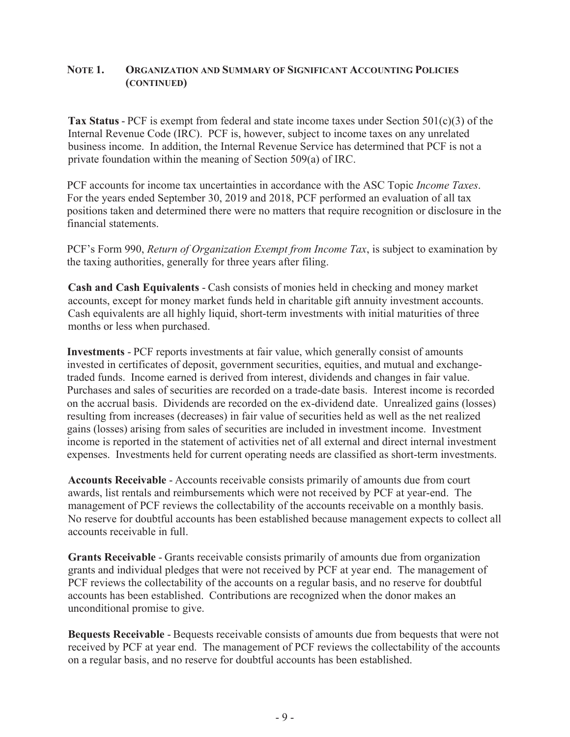## NOTE 1. ORGANIZATION AND SUMMARY OF SIGNIFICANT ACCOUNTING POLICIES (CONTINUED)

**Tax Status** - PCF is exempt from federal and state income taxes under Section 501(c)(3) of the Internal Revenue Code (IRC). PCF is, however, subject to income taxes on any unrelated business income. In addition, the Internal Revenue Service has determined that PCF is not a private foundation within the meaning of Section 509(a) of IRC.

PCF accounts for income tax uncertainties in accordance with the ASC Topic *Income Taxes*. For the years ended September 30, 2019 and 2018, PCF performed an evaluation of all tax positions taken and determined there were no matters that require recognition or disclosure in the financial statements.

PCF's Form 990, *Return of Organization Exempt from Income Tax*, is subject to examination by the taxing authorities, generally for three years after filing.

**Cash and Cash Equivalents** - Cash consists of monies held in checking and money market accounts, except for money market funds held in charitable gift annuity investment accounts. Cash equivalents are all highly liquid, short-term investments with initial maturities of three months or less when purchased.

**Investments** - PCF reports investments at fair value, which generally consist of amounts invested in certificates of deposit, government securities, equities, and mutual and exchange-traded funds. Income earned is derived from interest, dividends and changes in fair value. Purchases and sales of securities are recorded on a trade-date basis. Interest income is recorded on the accrual basis. Dividends are recorded on the ex-dividend date. Unrealized gains (losses) resulting from increases (decreases) in fair value of securities held as well as the net realized gains (losses) arising from sales of securities are included in investment income. Investment income is reported in the statement of activities net of all external and direct internal investment expenses. Investments held for current operating needs are classified as short-term investments.

**Accounts Receivable** - Accounts receivable consists primarily of amounts due from court awards, list rentals and reimbursements which were not received by PCF at year-end. The management of PCF reviews the collectability of the accounts receivable on a monthly basis. No reserve for doubtful accounts has been established because management expects to collect all accounts receivable in full.

**Grants Receivable** - Grants receivable consists primarily of amounts due from organization grants and individual pledges that were not received by PCF at year end. The management of PCF reviews the collectability of the accounts on a regular basis, and no reserve for doubtful accounts has been established. Contributions are recognized when the donor makes an unconditional promise to give.

**Bequests Receivable** - Bequests receivable consists of amounts due from bequests that were not received by PCF at year end. The management of PCF reviews the collectability of the accounts on a regular basis, and no reserve for doubtful accounts has been established.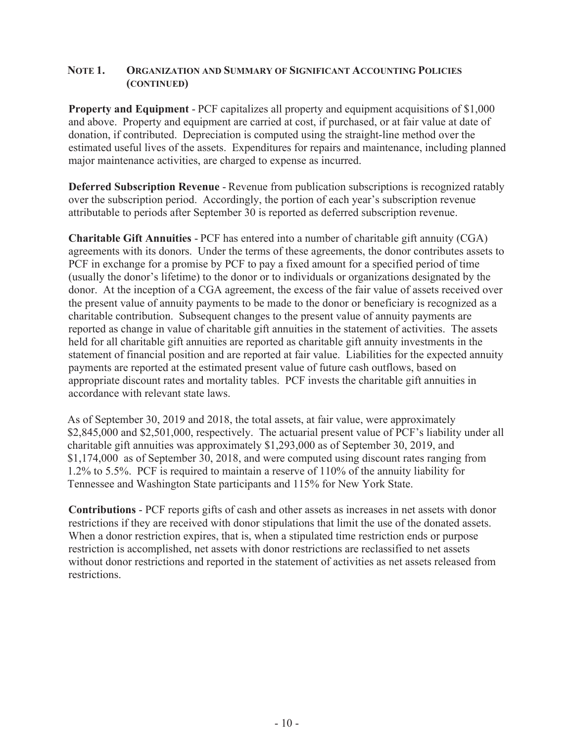## NOTE 1. ORGANIZATION AND SUMMARY OF SIGNIFICANT ACCOUNTING POLICIES (CONTINUED)

**Property and Equipment** - PCF capitalizes all property and equipment acquisitions of $1,000 and above. Property and equipment are carried at cost, if purchased, or at fair value at date of donation, if contributed. Depreciation is computed using the straight-line method over the estimated useful lives of the assets. Expenditures for repairs and maintenance, including planned major maintenance activities, are charged to expense as incurred.

**Deferred Subscription Revenue** - Revenue from publication subscriptions is recognized ratably over the subscription period. Accordingly, the portion of each year's subscription revenue attributable to periods after September 30 is reported as deferred subscription revenue.

**Charitable Gift Annuities** - PCF has entered into a number of charitable gift annuity (CGA) agreements with its donors. Under the terms of these agreements, the donor contributes assets to PCF in exchange for a promise by PCF to pay a fixed amount for a specified period of time (usually the donor's lifetime) to the donor or to individuals or organizations designated by the donor. At the inception of a CGA agreement, the excess of the fair value of assets received over the present value of annuity payments to be made to the donor or beneficiary is recognized as a charitable contribution. Subsequent changes to the present value of annuity payments are reported as change in value of charitable gift annuities in the statement of activities. The assets held for all charitable gift annuities are reported as charitable gift annuity investments in the statement of financial position and are reported at fair value. Liabilities for the expected annuity payments are reported at the estimated present value of future cash outflows, based on appropriate discount rates and mortality tables. PCF invests the charitable gift annuities in accordance with relevant state laws.

As of September 30, 2019 and 2018, the total assets, at fair value, were approximately $2,845,000 and $2,501,000, respectively. The actuarial present value of PCF's liability under all charitable gift annuities was approximately $1,293,000 as of September 30, 2019, and $1,174,000 as of September 30, 2018, and were computed using discount rates ranging from 1.2% to 5.5%. PCF is required to maintain a reserve of 110% of the annuity liability for Tennessee and Washington State participants and 115% for New York State.

**Contributions** - PCF reports gifts of cash and other assets as increases in net assets with donor restrictions if they are received with donor stipulations that limit the use of the donated assets. When a donor restriction expires, that is, when a stipulated time restriction ends or purpose restriction is accomplished, net assets with donor restrictions are reclassified to net assets without donor restrictions and reported in the statement of activities as net assets released from restrictions.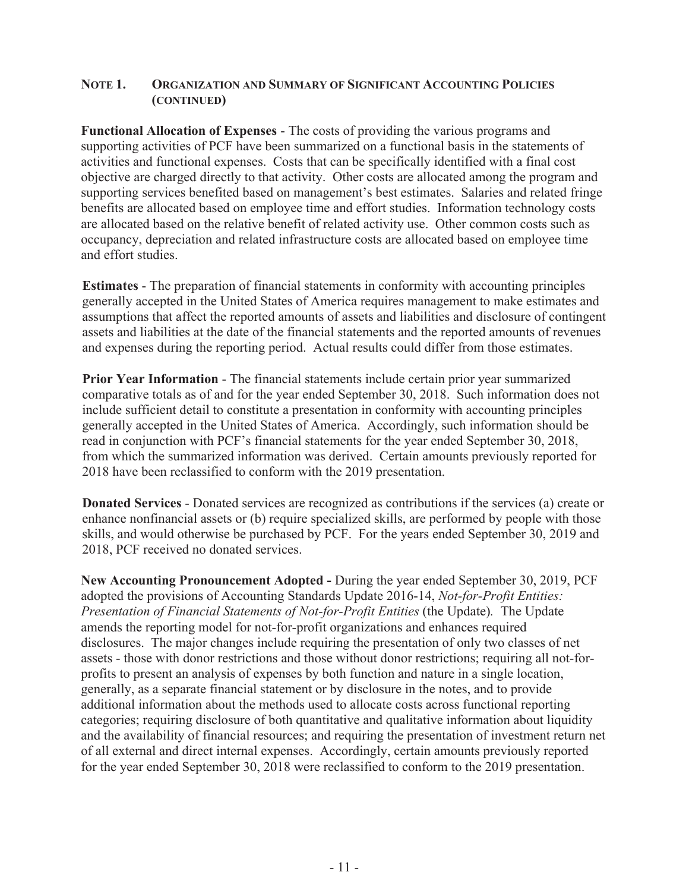## NOTE 1. ORGANIZATION AND SUMMARY OF SIGNIFICANT ACCOUNTING POLICIES (CONTINUED)

**Functional Allocation of Expenses** - The costs of providing the various programs and supporting activities of PCF have been summarized on a functional basis in the statements of activities and functional expenses. Costs that can be specifically identified with a final cost objective are charged directly to that activity. Other costs are allocated among the program and supporting services benefited based on management's best estimates. Salaries and related fringe benefits are allocated based on employee time and effort studies. Information technology costs are allocated based on the relative benefit of related activity use. Other common costs such as occupancy, depreciation and related infrastructure costs are allocated based on employee time and effort studies.

**Estimates** - The preparation of financial statements in conformity with accounting principles generally accepted in the United States of America requires management to make estimates and assumptions that affect the reported amounts of assets and liabilities and disclosure of contingent assets and liabilities at the date of the financial statements and the reported amounts of revenues and expenses during the reporting period. Actual results could differ from those estimates.

**Prior Year Information** - The financial statements include certain prior year summarized comparative totals as of and for the year ended September 30, 2018. Such information does not include sufficient detail to constitute a presentation in conformity with accounting principles generally accepted in the United States of America. Accordingly, such information should be read in conjunction with PCF's financial statements for the year ended September 30, 2018, from which the summarized information was derived. Certain amounts previously reported for 2018 have been reclassified to conform with the 2019 presentation.

**Donated Services** - Donated services are recognized as contributions if the services (a) create or enhance nonfinancial assets or (b) require specialized skills, are performed by people with those skills, and would otherwise be purchased by PCF. For the years ended September 30, 2019 and 2018, PCF received no donated services.

**New Accounting Pronouncement Adopted -** During the year ended September 30, 2019, PCF adopted the provisions of Accounting Standards Update 2016-14, *Not-for-Profit Entities: Presentation of Financial Statements of Not-for-Profit Entities* (the Update). The Update amends the reporting model for not-for-profit organizations and enhances required disclosures. The major changes include requiring the presentation of only two classes of net assets - those with donor restrictions and those without donor restrictions; requiring all not-for-profits to present an analysis of expenses by both function and nature in a single location, generally, as a separate financial statement or by disclosure in the notes, and to provide additional information about the methods used to allocate costs across functional reporting categories; requiring disclosure of both quantitative and qualitative information about liquidity and the availability of financial resources; and requiring the presentation of investment return net of all external and direct internal expenses. Accordingly, certain amounts previously reported for the year ended September 30, 2018 were reclassified to conform to the 2019 presentation.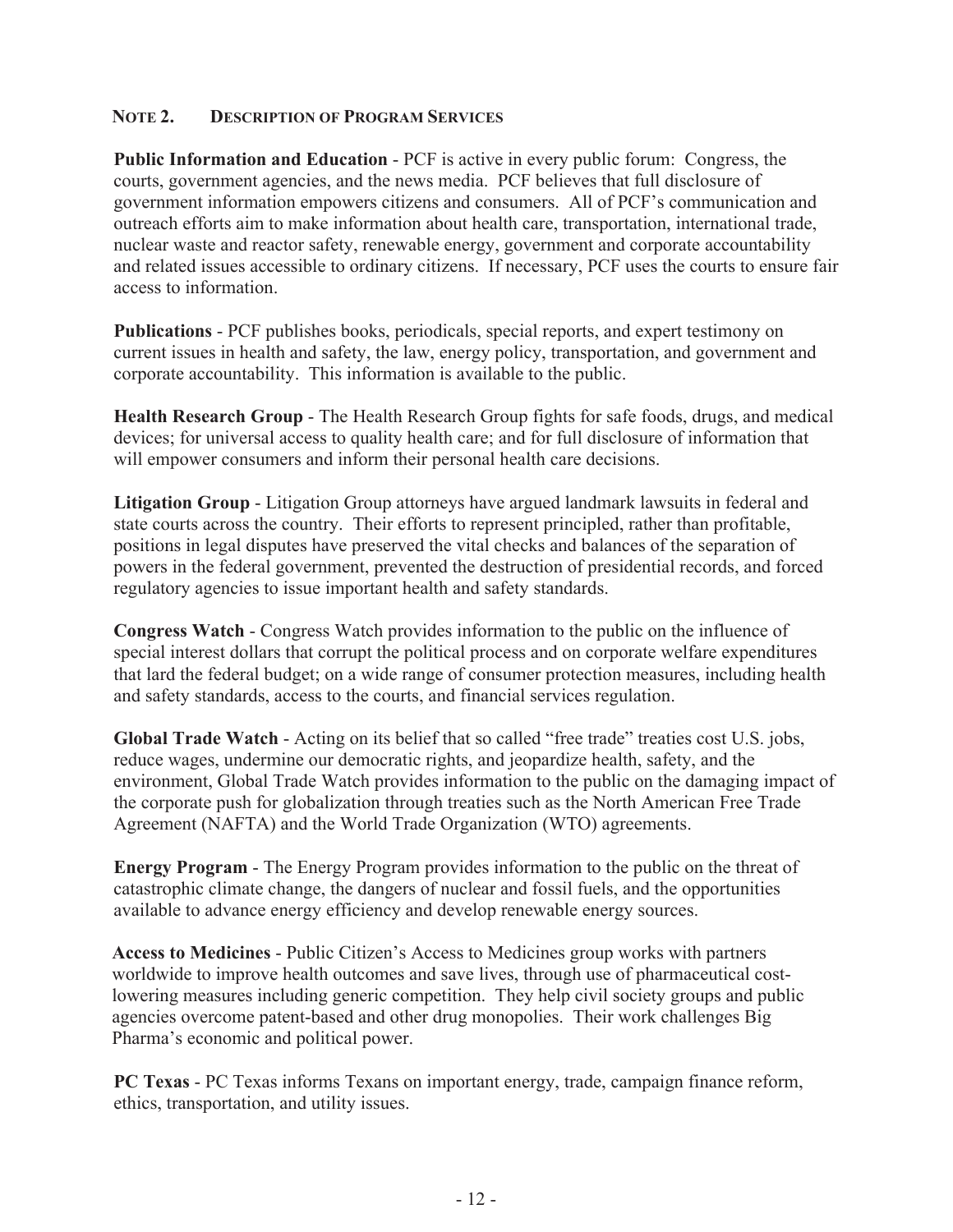## NOTE 2. DESCRIPTION OF PROGRAM SERVICES

**Public Information and Education** - PCF is active in every public forum: Congress, the courts, government agencies, and the news media. PCF believes that full disclosure of government information empowers citizens and consumers. All of PCF's communication and outreach efforts aim to make information about health care, transportation, international trade, nuclear waste and reactor safety, renewable energy, government and corporate accountability and related issues accessible to ordinary citizens. If necessary, PCF uses the courts to ensure fair access to information.

**Publications** - PCF publishes books, periodicals, special reports, and expert testimony on current issues in health and safety, the law, energy policy, transportation, and government and corporate accountability. This information is available to the public.

**Health Research Group** - The Health Research Group fights for safe foods, drugs, and medical devices; for universal access to quality health care; and for full disclosure of information that will empower consumers and inform their personal health care decisions.

**Litigation Group** - Litigation Group attorneys have argued landmark lawsuits in federal and state courts across the country. Their efforts to represent principled, rather than profitable, positions in legal disputes have preserved the vital checks and balances of the separation of powers in the federal government, prevented the destruction of presidential records, and forced regulatory agencies to issue important health and safety standards.

**Congress Watch** - Congress Watch provides information to the public on the influence of special interest dollars that corrupt the political process and on corporate welfare expenditures that lard the federal budget; on a wide range of consumer protection measures, including health and safety standards, access to the courts, and financial services regulation.

**Global Trade Watch** - Acting on its belief that so called "free trade" treaties cost U.S. jobs, reduce wages, undermine our democratic rights, and jeopardize health, safety, and the environment, Global Trade Watch provides information to the public on the damaging impact of the corporate push for globalization through treaties such as the North American Free Trade Agreement (NAFTA) and the World Trade Organization (WTO) agreements.

**Energy Program** - The Energy Program provides information to the public on the threat of catastrophic climate change, the dangers of nuclear and fossil fuels, and the opportunities available to advance energy efficiency and develop renewable energy sources.

**Access to Medicines** - Public Citizen's Access to Medicines group works with partners worldwide to improve health outcomes and save lives, through use of pharmaceutical cost-lowering measures including generic competition. They help civil society groups and public agencies overcome patent-based and other drug monopolies. Their work challenges Big Pharma's economic and political power.

**PC Texas** - PC Texas informs Texans on important energy, trade, campaign finance reform, ethics, transportation, and utility issues.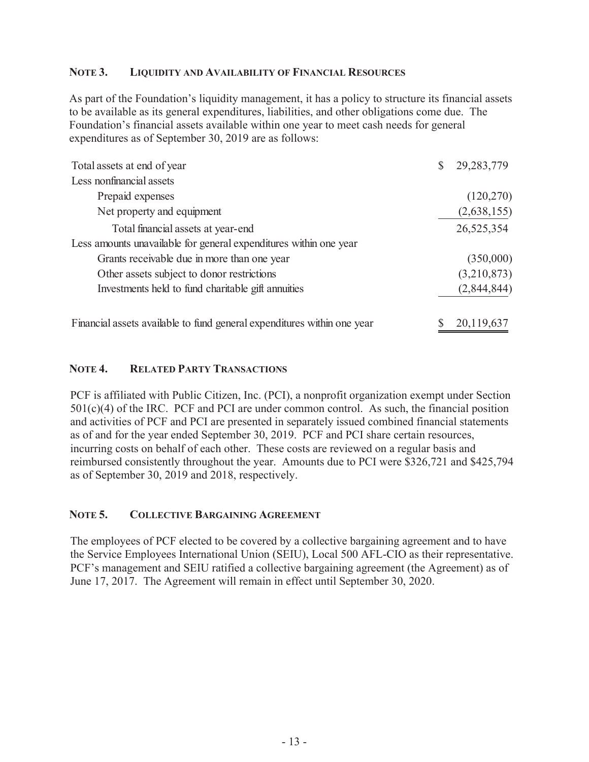## NOTE 3. LIQUIDITY AND AVAILABILITY OF FINANCIAL RESOURCES

As part of the Foundation's liquidity management, it has a policy to structure its financial assets to be available as its general expenditures, liabilities, and other obligations come due. The Foundation's financial assets available within one year to meet cash needs for general expenditures as of September 30, 2019 are as follows:

| | |
|---|---|
| Total assets at end of year | $ 29,283,779 |
| Less nonfinancial assets | |
| Prepaid expenses | (120,270) |
| Net property and equipment | (2,638,155) |
| Total financial assets at year-end | 26,525,354 |
| Less amounts unavailable for general expenditures within one year | |
| Grants receivable due in more than one year | (350,000) |
| Other assets subject to donor restrictions | (3,210,873) |
| Investments held to fund charitable gift annuities | (2,844,844) |
| Financial assets available to fund general expenditures within one year | $ 20,119,637 |

## NOTE 4. RELATED PARTY TRANSACTIONS

PCF is affiliated with Public Citizen, Inc. (PCI), a nonprofit organization exempt under Section 501(c)(4) of the IRC. PCF and PCI are under common control. As such, the financial position and activities of PCF and PCI are presented in separately issued combined financial statements as of and for the year ended September 30, 2019. PCF and PCI share certain resources, incurring costs on behalf of each other. These costs are reviewed on a regular basis and reimbursed consistently throughout the year. Amounts due to PCI were $326,721 and $425,794 as of September 30, 2019 and 2018, respectively.

## NOTE 5. COLLECTIVE BARGAINING AGREEMENT

The employees of PCF elected to be covered by a collective bargaining agreement and to have the Service Employees International Union (SEIU), Local 500 AFL-CIO as their representative. PCF's management and SEIU ratified a collective bargaining agreement (the Agreement) as of June 17, 2017. The Agreement will remain in effect until September 30, 2020.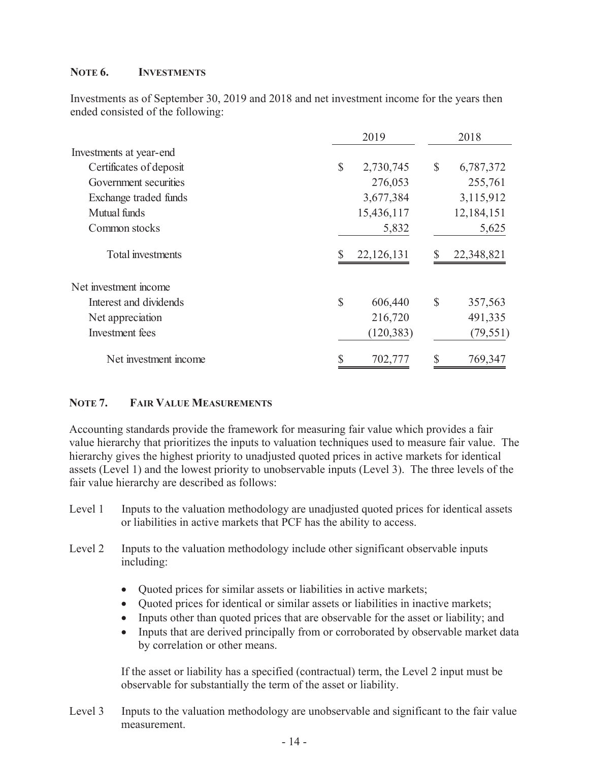## NOTE 6. INVESTMENTS

Investments as of September 30, 2019 and 2018 and net investment income for the years then ended consisted of the following:

| | 2019 | 2018 |
|---|---|---|
| Investments at year-end | | |
| Certificates of deposit | $ 2,730,745 | $ 6,787,372 |
| Government securities | 276,053 | 255,761 |
| Exchange traded funds | 3,677,384 | 3,115,912 |
| Mutual funds | 15,436,117 | 12,184,151 |
| Common stocks | 5,832 | 5,625 |
| Total investments | $ 22,126,131 | $ 22,348,821 |
| Net investment income | | |
| Interest and dividends | $ 606,440 | $ 357,563 |
| Net appreciation | 216,720 | 491,335 |
| Investment fees | (120,383) | (79,551) |
| Net investment income | $ 702,777 | $ 769,347 |

## NOTE 7. FAIR VALUE MEASUREMENTS

Accounting standards provide the framework for measuring fair value which provides a fair value hierarchy that prioritizes the inputs to valuation techniques used to measure fair value. The hierarchy gives the highest priority to unadjusted quoted prices in active markets for identical assets (Level 1) and the lowest priority to unobservable inputs (Level 3). The three levels of the fair value hierarchy are described as follows:

Level 1 Inputs to the valuation methodology are unadjusted quoted prices for identical assets or liabilities in active markets that PCF has the ability to access.

Level 2 Inputs to the valuation methodology include other significant observable inputs including:

- Quoted prices for similar assets or liabilities in active markets;
- Quoted prices for identical or similar assets or liabilities in inactive markets;
- Inputs other than quoted prices that are observable for the asset or liability; and
- Inputs that are derived principally from or corroborated by observable market data by correlation or other means.

If the asset or liability has a specified (contractual) term, the Level 2 input must be observable for substantially the term of the asset or liability.

Level 3 Inputs to the valuation methodology are unobservable and significant to the fair value measurement.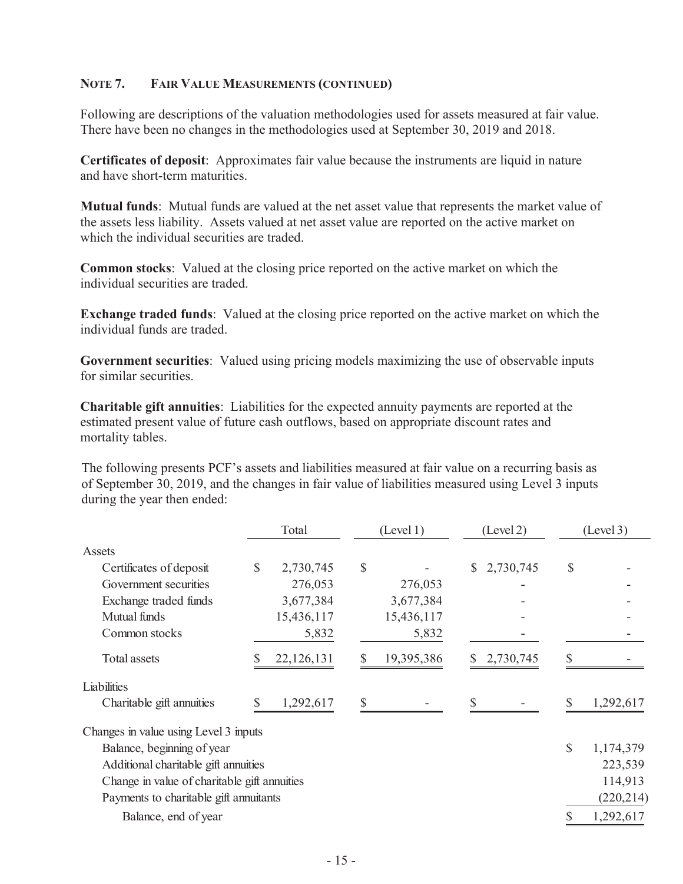### NOTE 7. FAIR VALUE MEASUREMENTS (CONTINUED)

Following are descriptions of the valuation methodologies used for assets measured at fair value. There have been no changes in the methodologies used at September 30, 2019 and 2018.

**Certificates of deposit**: Approximates fair value because the instruments are liquid in nature and have short-term maturities.

**Mutual funds**: Mutual funds are valued at the net asset value that represents the market value of the assets less liability. Assets valued at net asset value are reported on the active market on which the individual securities are traded.

**Common stocks**: Valued at the closing price reported on the active market on which the individual securities are traded.

**Exchange traded funds**: Valued at the closing price reported on the active market on which the individual funds are traded.

**Government securities**: Valued using pricing models maximizing the use of observable inputs for similar securities.

**Charitable gift annuities**: Liabilities for the expected annuity payments are reported at the estimated present value of future cash outflows, based on appropriate discount rates and mortality tables.

The following presents PCF's assets and liabilities measured at fair value on a recurring basis as of September 30, 2019, and the changes in fair value of liabilities measured using Level 3 inputs during the year then ended:

| | Total | (Level 1) | (Level 2) | (Level 3) |
|---|---|---|---|---|
| Assets | | | | |
| Certificates of deposit | $ 2,730,745 | $ - | $ 2,730,745 | $ - |
| Government securities | 276,053 | 276,053 | - | - |
| Exchange traded funds | 3,677,384 | 3,677,384 | - | - |
| Mutual funds | 15,436,117 | 15,436,117 | - | - |
| Common stocks | 5,832 | 5,832 | - | - |
| Total assets | $ 22,126,131 | $ 19,395,386 | $ 2,730,745 | $ - |
| Liabilities | | | | |
| Charitable gift annuities | $ 1,292,617 | $ - | $ - | $ 1,292,617 |
| Changes in value using Level 3 inputs | | | | |
| Balance, beginning of year | | | | $ 1,174,379 |
| Additional charitable gift annuities | | | | 223,539 |
| Change in value of charitable gift annuities | | | | 114,913 |
| Payments to charitable gift annuitants | | | | (220,214) |
| Balance, end of year | | | | $ 1,292,617 |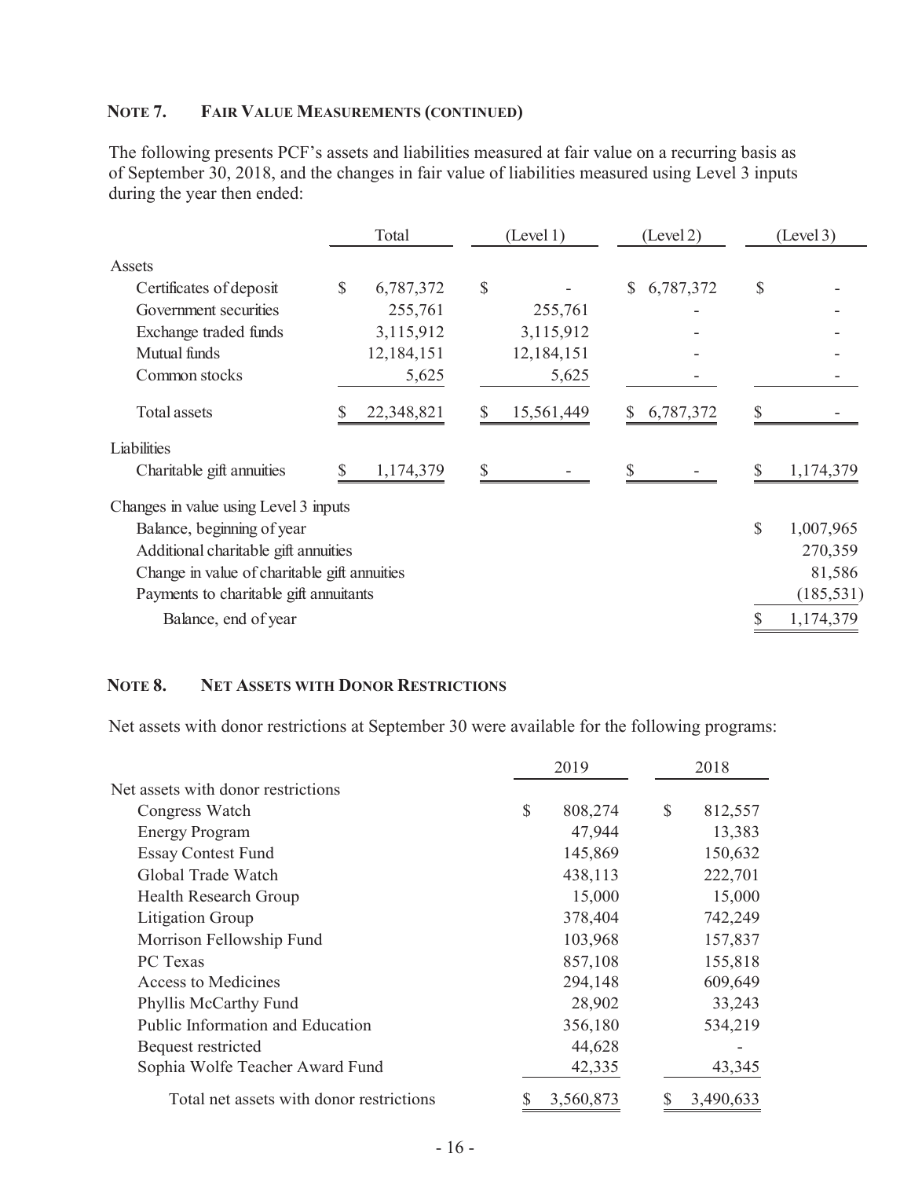## NOTE 7. FAIR VALUE MEASUREMENTS (CONTINUED)

The following presents PCF's assets and liabilities measured at fair value on a recurring basis as of September 30, 2018, and the changes in fair value of liabilities measured using Level 3 inputs during the year then ended:

| | Total | (Level 1) | (Level 2) | (Level 3) |
|---|---|---|---|---|
| Assets | | | | |
| Certificates of deposit | $ 6,787,372 | $ - | $ 6,787,372 | $ - |
| Government securities | 255,761 | 255,761 | - | - |
| Exchange traded funds | 3,115,912 | 3,115,912 | - | - |
| Mutual funds | 12,184,151 | 12,184,151 | - | - |
| Common stocks | 5,625 | 5,625 | - | - |
| Total assets | $ 22,348,821 | $ 15,561,449 | $ 6,787,372 | $ - |
| Liabilities | | | | |
| Charitable gift annuities | $ 1,174,379 | $ - | $ - | $ 1,174,379 |
| Changes in value using Level 3 inputs | | | | |
| Balance, beginning of year | | | | $ 1,007,965 |
| Additional charitable gift annuities | | | | 270,359 |
| Change in value of charitable gift annuities | | | | 81,586 |
| Payments to charitable gift annuitants | | | | (185,531) |
| Balance, end of year | | | | $ 1,174,379 |

## NOTE 8. NET ASSETS WITH DONOR RESTRICTIONS

Net assets with donor restrictions at September 30 were available for the following programs:

| | 2019 | 2018 |
|---|---|---|
| Net assets with donor restrictions | | |
| Congress Watch | $ 808,274 | $ 812,557 |
| Energy Program | 47,944 | 13,383 |
| Essay Contest Fund | 145,869 | 150,632 |
| Global Trade Watch | 438,113 | 222,701 |
| Health Research Group | 15,000 | 15,000 |
| Litigation Group | 378,404 | 742,249 |
| Morrison Fellowship Fund | 103,968 | 157,837 |
| PC Texas | 857,108 | 155,818 |
| Access to Medicines | 294,148 | 609,649 |
| Phyllis McCarthy Fund | 28,902 | 33,243 |
| Public Information and Education | 356,180 | 534,219 |
| Bequest restricted | 44,628 | - |
| Sophia Wolfe Teacher Award Fund | 42,335 | 43,345 |
| Total net assets with donor restrictions | $ 3,560,873 | $ 3,490,633 |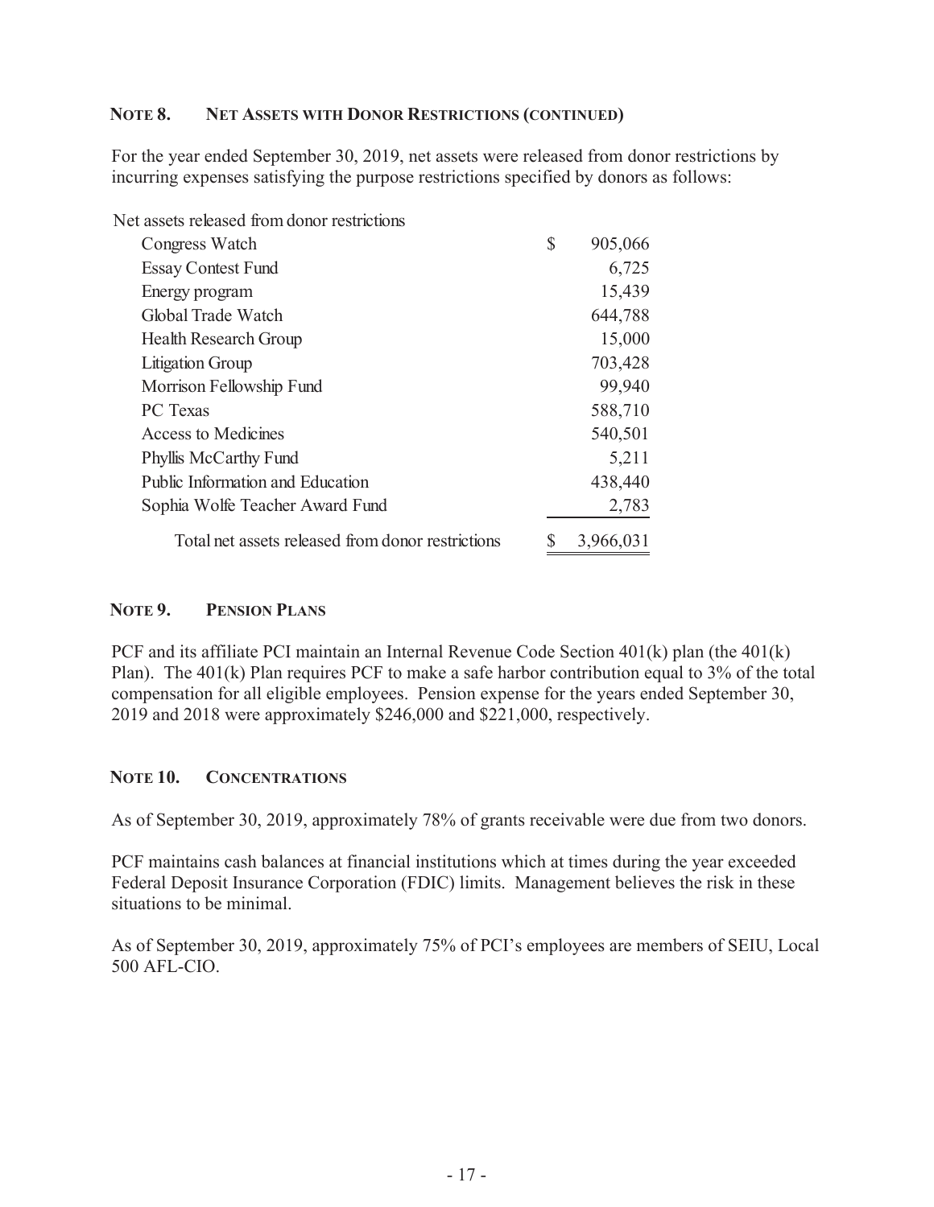### NOTE 8. NET ASSETS WITH DONOR RESTRICTIONS (CONTINUED)

For the year ended September 30, 2019, net assets were released from donor restrictions by incurring expenses satisfying the purpose restrictions specified by donors as follows:

| | |
|---|---|
| Net assets released from donor restrictions | |
| Congress Watch | $ 905,066 |
| Essay Contest Fund | 6,725 |
| Energy program | 15,439 |
| Global Trade Watch | 644,788 |
| Health Research Group | 15,000 |
| Litigation Group | 703,428 |
| Morrison Fellowship Fund | 99,940 |
| PC Texas | 588,710 |
| Access to Medicines | 540,501 |
| Phyllis McCarthy Fund | 5,211 |
| Public Information and Education | 438,440 |
| Sophia Wolfe Teacher Award Fund | 2,783 |
| Total net assets released from donor restrictions | $ 3,966,031 |

### NOTE 9. PENSION PLANS

PCF and its affiliate PCI maintain an Internal Revenue Code Section 401(k) plan (the 401(k) Plan). The 401(k) Plan requires PCF to make a safe harbor contribution equal to 3% of the total compensation for all eligible employees. Pension expense for the years ended September 30, 2019 and 2018 were approximately $246,000 and $221,000, respectively.

### NOTE 10. CONCENTRATIONS

As of September 30, 2019, approximately 78% of grants receivable were due from two donors.

PCF maintains cash balances at financial institutions which at times during the year exceeded Federal Deposit Insurance Corporation (FDIC) limits. Management believes the risk in these situations to be minimal.

As of September 30, 2019, approximately 75% of PCI's employees are members of SEIU, Local 500 AFL-CIO.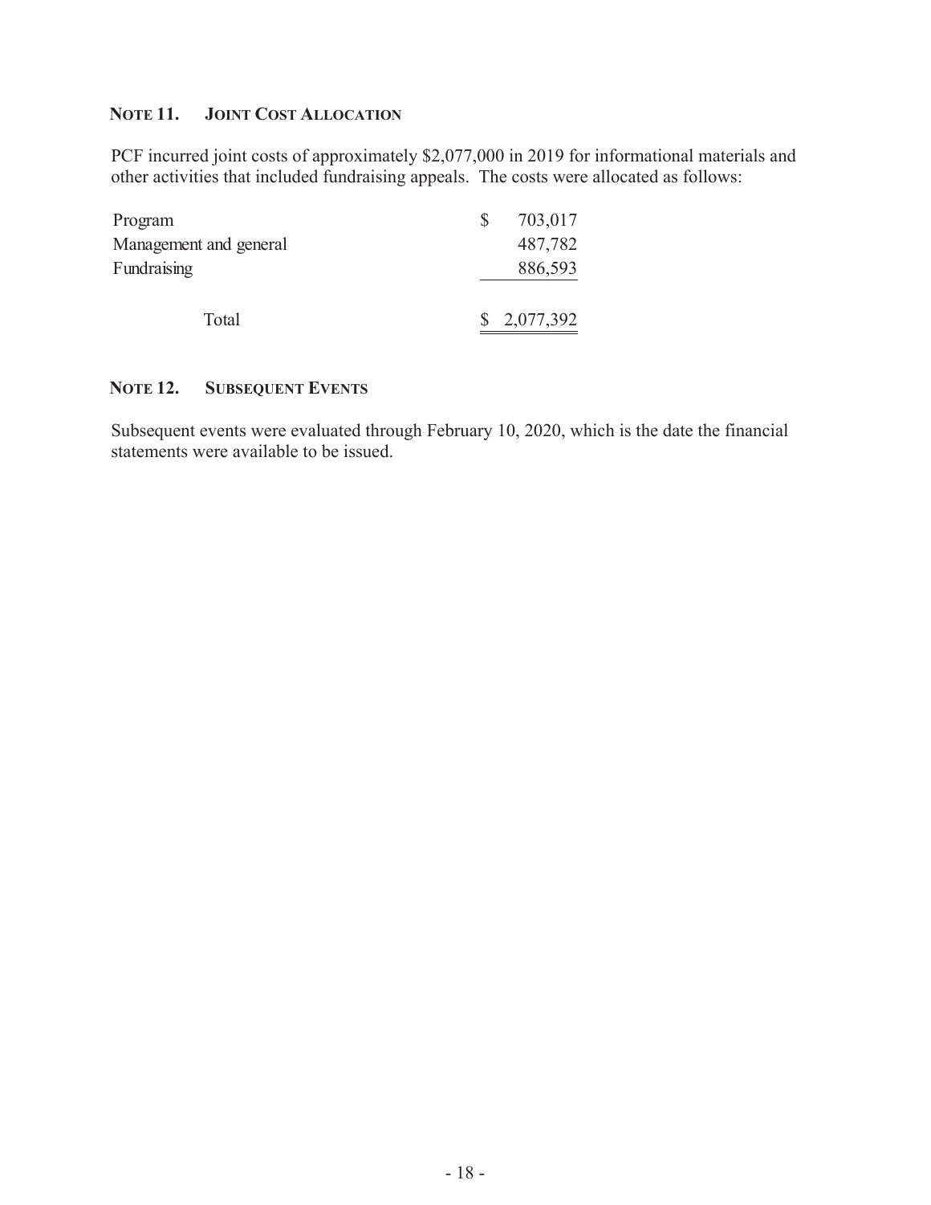## NOTE 11. JOINT COST ALLOCATION

PCF incurred joint costs of approximately $2,077,000 in 2019 for informational materials and other activities that included fundraising appeals. The costs were allocated as follows:

| | |
|---|---|
| Program | $ 703,017 |
| Management and general | 487,782 |
| Fundraising | 886,593 |
| Total | $ 2,077,392 |

## NOTE 12. SUBSEQUENT EVENTS

Subsequent events were evaluated through February 10, 2020, which is the date the financial statements were available to be issued.